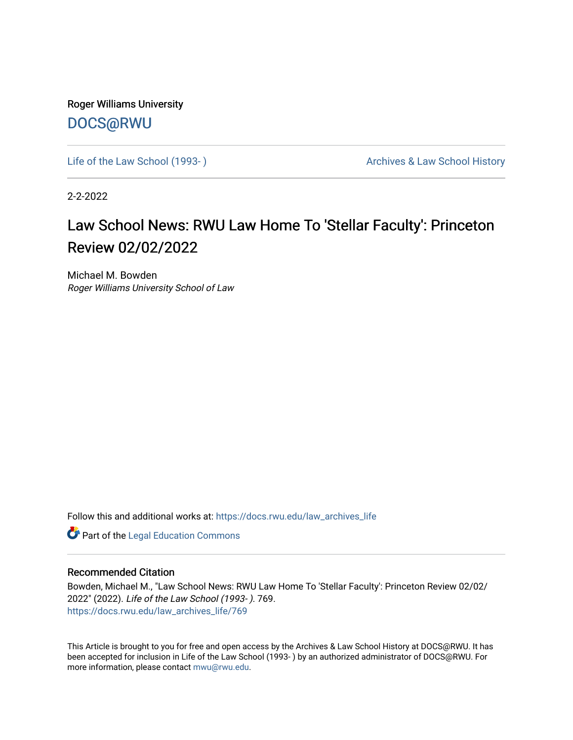Roger Williams University

DOCS@RWU

Life of the Law School (1993- ) | Archives & Law School History

2-2-2022

# Law School News: RWU Law Home To 'Stellar Faculty': Princeton Review 02/02/2022

Michael M. Bowden

*Roger Williams University School of Law*

Follow this and additional works at: https://docs.rwu.edu/law_archives_life

Part of the Legal Education Commons

## Recommended Citation

Bowden, Michael M., "Law School News: RWU Law Home To 'Stellar Faculty': Princeton Review 02/02/2022" (2022). *Life of the Law School (1993- )*. 769.
https://docs.rwu.edu/law_archives_life/769

This Article is brought to you for free and open access by the Archives & Law School History at DOCS@RWU. It has been accepted for inclusion in Life of the Law School (1993- ) by an authorized administrator of DOCS@RWU. For more information, please contact mwu@rwu.edu.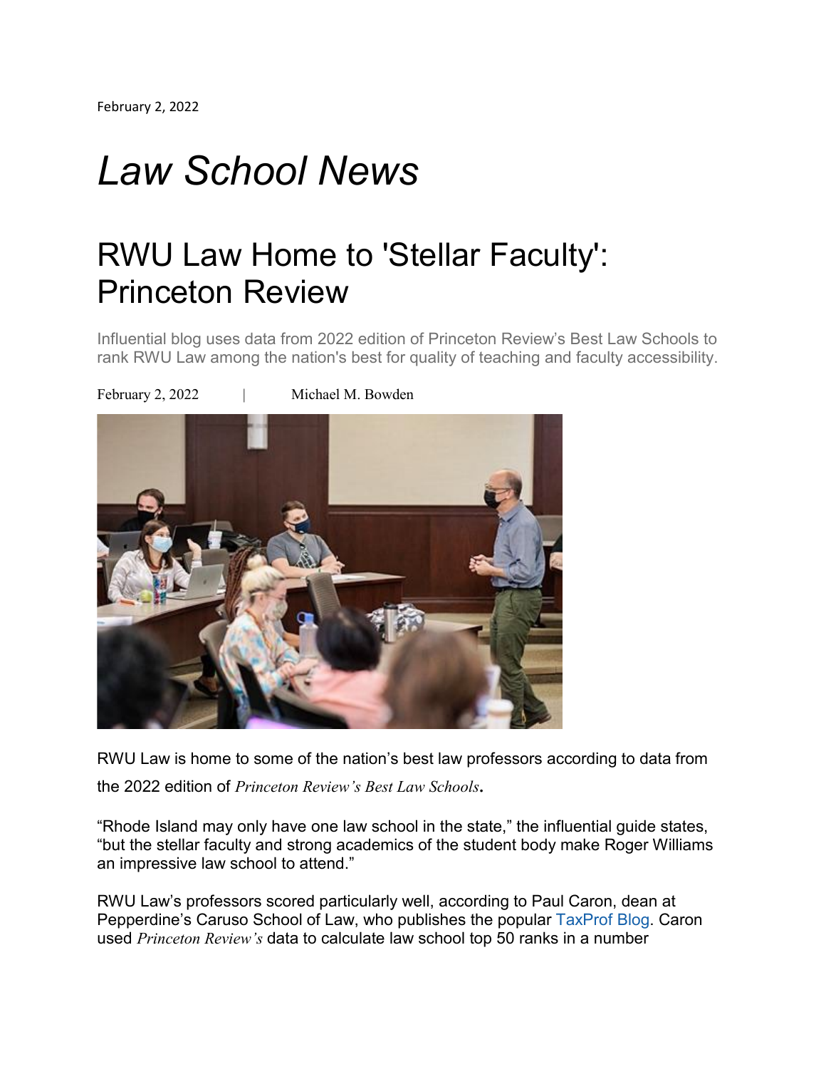February 2, 2022

# *Law School News*

## RWU Law Home to 'Stellar Faculty': Princeton Review

Influential blog uses data from 2022 edition of Princeton Review's Best Law Schools to rank RWU Law among the nation's best for quality of teaching and faculty accessibility.

February 2, 2022 | Michael M. Bowden

RWU Law is home to some of the nation's best law professors according to data from the 2022 edition of *Princeton Review's Best Law Schools*.

"Rhode Island may only have one law school in the state," the influential guide states, "but the stellar faculty and strong academics of the student body make Roger Williams an impressive law school to attend."

RWU Law's professors scored particularly well, according to Paul Caron, dean at Pepperdine's Caruso School of Law, who publishes the popular TaxProf Blog. Caron used *Princeton Review's* data to calculate law school top 50 ranks in a number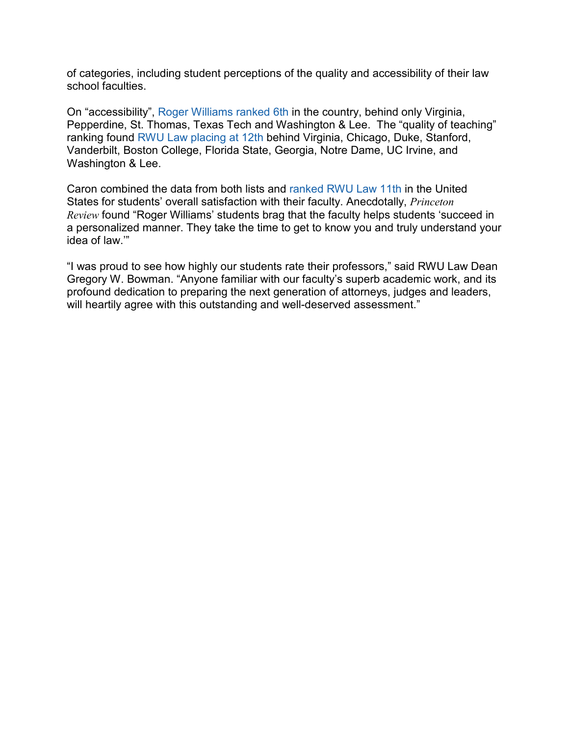of categories, including student perceptions of the quality and accessibility of their law school faculties.

On “accessibility”, Roger Williams ranked 6th in the country, behind only Virginia, Pepperdine, St. Thomas, Texas Tech and Washington & Lee.  The “quality of teaching” ranking found RWU Law placing at 12th behind Virginia, Chicago, Duke, Stanford, Vanderbilt, Boston College, Florida State, Georgia, Notre Dame, UC Irvine, and Washington & Lee.

Caron combined the data from both lists and ranked RWU Law 11th in the United States for students’ overall satisfaction with their faculty. Anecdotally, *Princeton Review* found “Roger Williams’ students brag that the faculty helps students ‘succeed in a personalized manner. They take the time to get to know you and truly understand your idea of law.’”

“I was proud to see how highly our students rate their professors,” said RWU Law Dean Gregory W. Bowman. “Anyone familiar with our faculty’s superb academic work, and its profound dedication to preparing the next generation of attorneys, judges and leaders, will heartily agree with this outstanding and well-deserved assessment.”